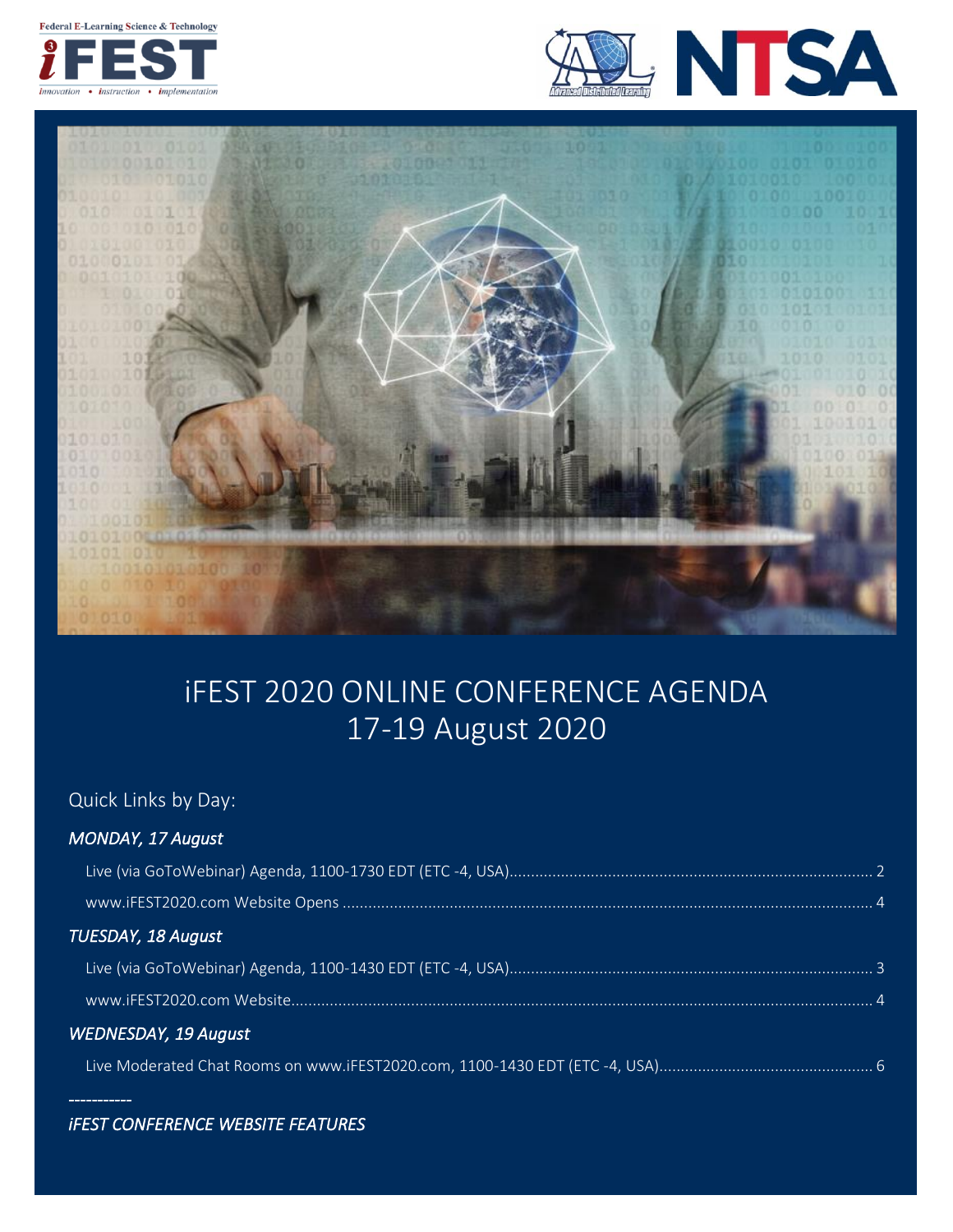Federal E-Learning Science & Technology

iFEST

innovation • instruction • implementation

# iFEST 2020 ONLINE CONFERENCE AGENDA
# 17-19 August 2020

## Quick Links by Day:

### *MONDAY, 17 August*

Live (via GoToWebinar) Agenda, 1100-1730 EDT (ETC -4, USA).................... 2

www.iFEST2020.com Website Opens .................... 4

### *TUESDAY, 18 August*

Live (via GoToWebinar) Agenda, 1100-1430 EDT (ETC -4, USA).................... 3

www.iFEST2020.com Website.................... 4

### *WEDNESDAY, 19 August*

Live Moderated Chat Rooms on www.iFEST2020.com, 1100-1430 EDT (ETC -4, USA).................... 6

-----------

### *iFEST CONFERENCE WEBSITE FEATURES*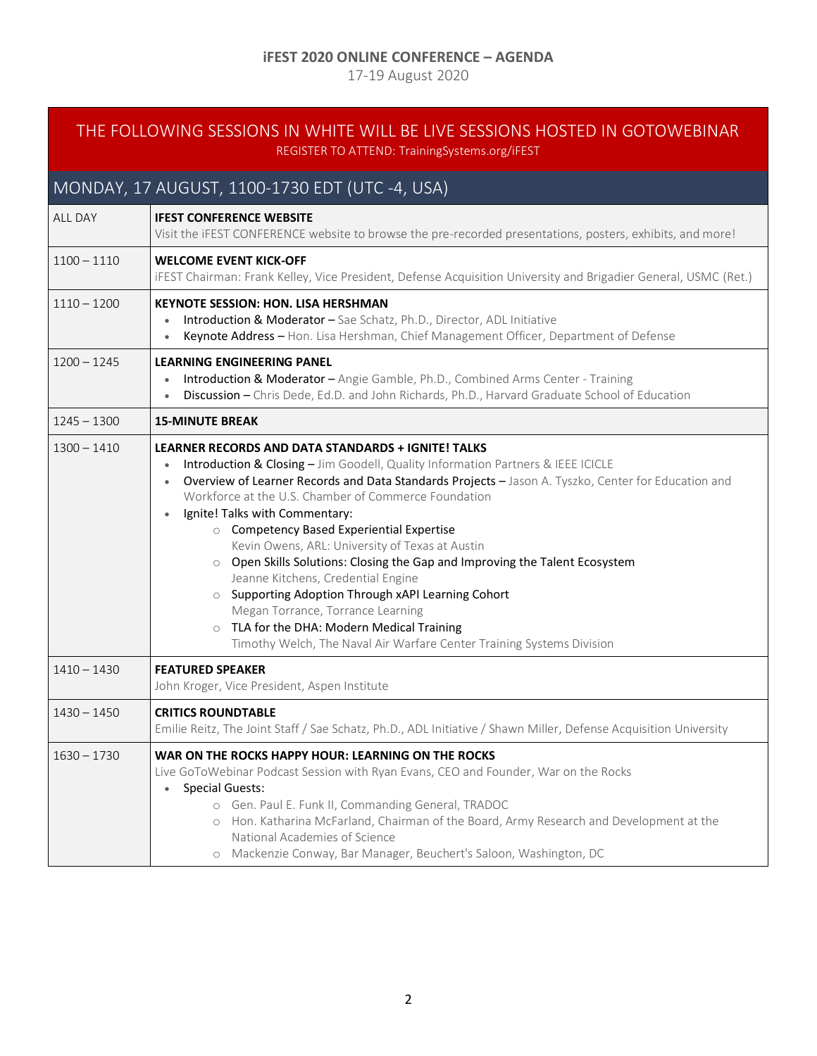**iFEST 2020 ONLINE CONFERENCE – AGENDA**

17-19 August 2020

THE FOLLOWING SESSIONS IN WHITE WILL BE LIVE SESSIONS HOSTED IN GOTOWEBINAR

REGISTER TO ATTEND: TrainingSystems.org/iFEST

## MONDAY, 17 AUGUST, 1100-1730 EDT (UTC -4, USA)

| Time | Session |
| --- | --- |
| ALL DAY | **IFEST CONFERENCE WEBSITE**<br>Visit the iFEST CONFERENCE website to browse the pre-recorded presentations, posters, exhibits, and more! |
| 1100 – 1110 | **WELCOME EVENT KICK-OFF**<br>iFEST Chairman: Frank Kelley, Vice President, Defense Acquisition University and Brigadier General, USMC (Ret.) |
| 1110 – 1200 | **KEYNOTE SESSION: HON. LISA HERSHMAN**<br>• Introduction & Moderator – Sae Schatz, Ph.D., Director, ADL Initiative<br>• Keynote Address – Hon. Lisa Hershman, Chief Management Officer, Department of Defense |
| 1200 – 1245 | **LEARNING ENGINEERING PANEL**<br>• Introduction & Moderator – Angie Gamble, Ph.D., Combined Arms Center - Training<br>• Discussion – Chris Dede, Ed.D. and John Richards, Ph.D., Harvard Graduate School of Education |
| 1245 – 1300 | **15-MINUTE BREAK** |
| 1300 – 1410 | **LEARNER RECORDS AND DATA STANDARDS + IGNITE! TALKS**<br>• Introduction & Closing – Jim Goodell, Quality Information Partners & IEEE ICICLE<br>• Overview of Learner Records and Data Standards Projects – Jason A. Tyszko, Center for Education and Workforce at the U.S. Chamber of Commerce Foundation<br>• Ignite! Talks with Commentary:<br>  ○ Competency Based Experiential Expertise<br>    Kevin Owens, ARL: University of Texas at Austin<br>  ○ Open Skills Solutions: Closing the Gap and Improving the Talent Ecosystem<br>    Jeanne Kitchens, Credential Engine<br>  ○ Supporting Adoption Through xAPI Learning Cohort<br>    Megan Torrance, Torrance Learning<br>  ○ TLA for the DHA: Modern Medical Training<br>    Timothy Welch, The Naval Air Warfare Center Training Systems Division |
| 1410 – 1430 | **FEATURED SPEAKER**<br>John Kroger, Vice President, Aspen Institute |
| 1430 – 1450 | **CRITICS ROUNDTABLE**<br>Emilie Reitz, The Joint Staff / Sae Schatz, Ph.D., ADL Initiative / Shawn Miller, Defense Acquisition University |
| 1630 – 1730 | **WAR ON THE ROCKS HAPPY HOUR: LEARNING ON THE ROCKS**<br>Live GoToWebinar Podcast Session with Ryan Evans, CEO and Founder, War on the Rocks<br>• Special Guests:<br>  ○ Gen. Paul E. Funk II, Commanding General, TRADOC<br>  ○ Hon. Katharina McFarland, Chairman of the Board, Army Research and Development at the National Academies of Science<br>  ○ Mackenzie Conway, Bar Manager, Beuchert's Saloon, Washington, DC |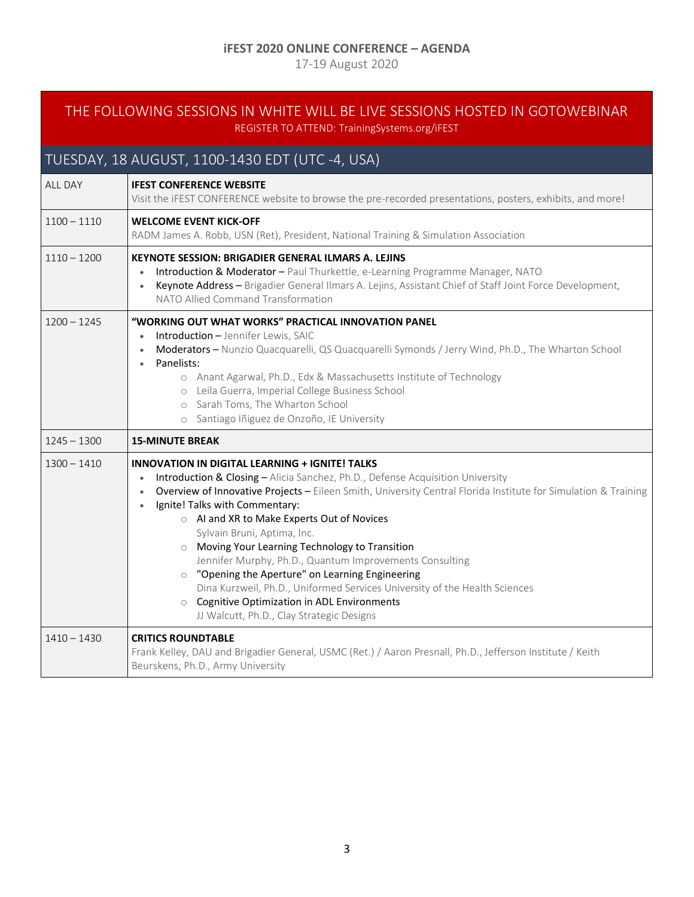**iFEST 2020 ONLINE CONFERENCE – AGENDA**

17-19 August 2020

| THE FOLLOWING SESSIONS IN WHITE WILL BE LIVE SESSIONS HOSTED IN GOTOWEBINAR<br>REGISTER TO ATTEND: TrainingSystems.org/iFEST | |
|---|---|
| **TUESDAY, 18 AUGUST, 1100-1430 EDT (UTC -4, USA)** | |
| ALL DAY | **IFEST CONFERENCE WEBSITE**<br>Visit the iFEST CONFERENCE website to browse the pre-recorded presentations, posters, exhibits, and more! |
| 1100 – 1110 | **WELCOME EVENT KICK-OFF**<br>RADM James A. Robb, USN (Ret), President, National Training & Simulation Association |
| 1110 – 1200 | **KEYNOTE SESSION: BRIGADIER GENERAL ILMARS A. LEJINS**<br>• Introduction & Moderator – Paul Thurkettle, e-Learning Programme Manager, NATO<br>• Keynote Address – Brigadier General Ilmars A. Lejins, Assistant Chief of Staff Joint Force Development, NATO Allied Command Transformation |
| 1200 – 1245 | **"WORKING OUT WHAT WORKS" PRACTICAL INNOVATION PANEL**<br>• Introduction – Jennifer Lewis, SAIC<br>• Moderators – Nunzio Quacquarelli, QS Quacquarelli Symonds / Jerry Wind, Ph.D., The Wharton School<br>• Panelists:<br>&nbsp;&nbsp;&nbsp;&nbsp;○ Anant Agarwal, Ph.D., Edx & Massachusetts Institute of Technology<br>&nbsp;&nbsp;&nbsp;&nbsp;○ Leila Guerra, Imperial College Business School<br>&nbsp;&nbsp;&nbsp;&nbsp;○ Sarah Toms, The Wharton School<br>&nbsp;&nbsp;&nbsp;&nbsp;○ Santiago Iñiguez de Onzoño, IE University |
| 1245 – 1300 | **15-MINUTE BREAK** |
| 1300 – 1410 | **INNOVATION IN DIGITAL LEARNING + IGNITE! TALKS**<br>• Introduction & Closing – Alicia Sanchez, Ph.D., Defense Acquisition University<br>• Overview of Innovative Projects – Eileen Smith, University Central Florida Institute for Simulation & Training<br>• Ignite! Talks with Commentary:<br>&nbsp;&nbsp;&nbsp;&nbsp;○ AI and XR to Make Experts Out of Novices<br>&nbsp;&nbsp;&nbsp;&nbsp;Sylvain Bruni, Aptima, Inc.<br>&nbsp;&nbsp;&nbsp;&nbsp;○ Moving Your Learning Technology to Transition<br>&nbsp;&nbsp;&nbsp;&nbsp;Jennifer Murphy, Ph.D., Quantum Improvements Consulting<br>&nbsp;&nbsp;&nbsp;&nbsp;○ "Opening the Aperture" on Learning Engineering<br>&nbsp;&nbsp;&nbsp;&nbsp;Dina Kurzweil, Ph.D., Uniformed Services University of the Health Sciences<br>&nbsp;&nbsp;&nbsp;&nbsp;○ Cognitive Optimization in ADL Environments<br>&nbsp;&nbsp;&nbsp;&nbsp;JJ Walcutt, Ph.D., Clay Strategic Designs |
| 1410 – 1430 | **CRITICS ROUNDTABLE**<br>Frank Kelley, DAU and Brigadier General, USMC (Ret.) / Aaron Presnall, Ph.D., Jefferson Institute / Keith Beurskens, Ph.D., Army University |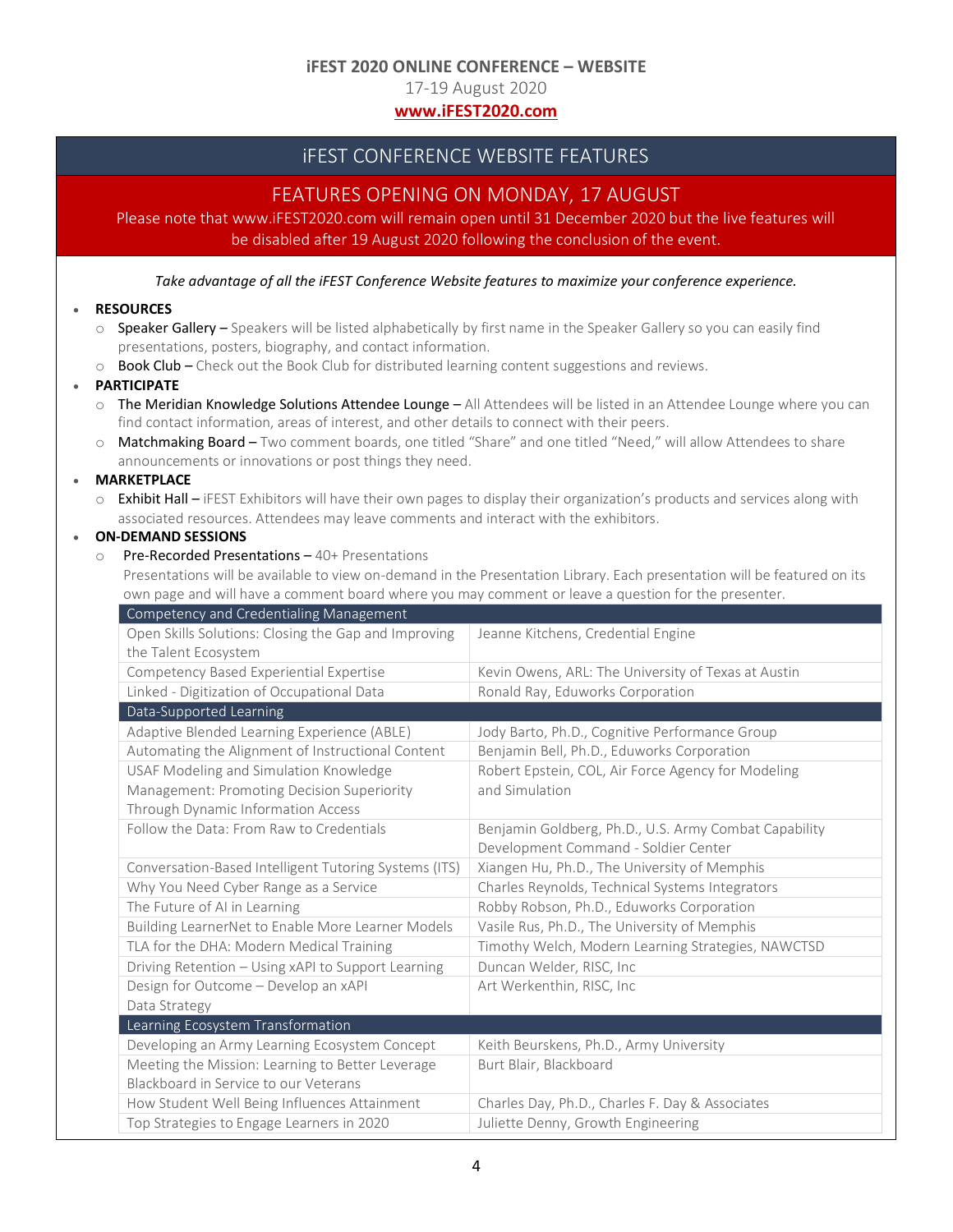**iFEST 2020 ONLINE CONFERENCE – WEBSITE**

17-19 August 2020

**www.iFEST2020.com**

## iFEST CONFERENCE WEBSITE FEATURES

### FEATURES OPENING ON MONDAY, 17 AUGUST

Please note that www.iFEST2020.com will remain open until 31 December 2020 but the live features will be disabled after 19 August 2020 following the conclusion of the event.

*Take advantage of all the iFEST Conference Website features to maximize your conference experience.*

- **RESOURCES**
  - Speaker Gallery – Speakers will be listed alphabetically by first name in the Speaker Gallery so you can easily find presentations, posters, biography, and contact information.
  - Book Club – Check out the Book Club for distributed learning content suggestions and reviews.
- **PARTICIPATE**
  - The Meridian Knowledge Solutions Attendee Lounge – All Attendees will be listed in an Attendee Lounge where you can find contact information, areas of interest, and other details to connect with their peers.
  - Matchmaking Board – Two comment boards, one titled "Share" and one titled "Need," will allow Attendees to share announcements or innovations or post things they need.
- **MARKETPLACE**
  - Exhibit Hall – iFEST Exhibitors will have their own pages to display their organization's products and services along with associated resources. Attendees may leave comments and interact with the exhibitors.
- **ON-DEMAND SESSIONS**
  - Pre-Recorded Presentations – 40+ Presentations

    Presentations will be available to view on-demand in the Presentation Library. Each presentation will be featured on its own page and will have a comment board where you may comment or leave a question for the presenter.

| Competency and Credentialing Management | |
|---|---|
| Open Skills Solutions: Closing the Gap and Improving the Talent Ecosystem | Jeanne Kitchens, Credential Engine |
| Competency Based Experiential Expertise | Kevin Owens, ARL: The University of Texas at Austin |
| Linked - Digitization of Occupational Data | Ronald Ray, Eduworks Corporation |
| **Data-Supported Learning** | |
| Adaptive Blended Learning Experience (ABLE) | Jody Barto, Ph.D., Cognitive Performance Group |
| Automating the Alignment of Instructional Content | Benjamin Bell, Ph.D., Eduworks Corporation |
| USAF Modeling and Simulation Knowledge Management: Promoting Decision Superiority Through Dynamic Information Access | Robert Epstein, COL, Air Force Agency for Modeling and Simulation |
| Follow the Data: From Raw to Credentials | Benjamin Goldberg, Ph.D., U.S. Army Combat Capability Development Command - Soldier Center |
| Conversation-Based Intelligent Tutoring Systems (ITS) | Xiangen Hu, Ph.D., The University of Memphis |
| Why You Need Cyber Range as a Service | Charles Reynolds, Technical Systems Integrators |
| The Future of AI in Learning | Robby Robson, Ph.D., Eduworks Corporation |
| Building LearnerNet to Enable More Learner Models | Vasile Rus, Ph.D., The University of Memphis |
| TLA for the DHA: Modern Medical Training | Timothy Welch, Modern Learning Strategies, NAWCTSD |
| Driving Retention – Using xAPI to Support Learning | Duncan Welder, RISC, Inc |
| Design for Outcome – Develop an xAPI Data Strategy | Art Werkenthin, RISC, Inc |
| **Learning Ecosystem Transformation** | |
| Developing an Army Learning Ecosystem Concept | Keith Beurskens, Ph.D., Army University |
| Meeting the Mission: Learning to Better Leverage Blackboard in Service to our Veterans | Burt Blair, Blackboard |
| How Student Well Being Influences Attainment | Charles Day, Ph.D., Charles F. Day & Associates |
| Top Strategies to Engage Learners in 2020 | Juliette Denny, Growth Engineering |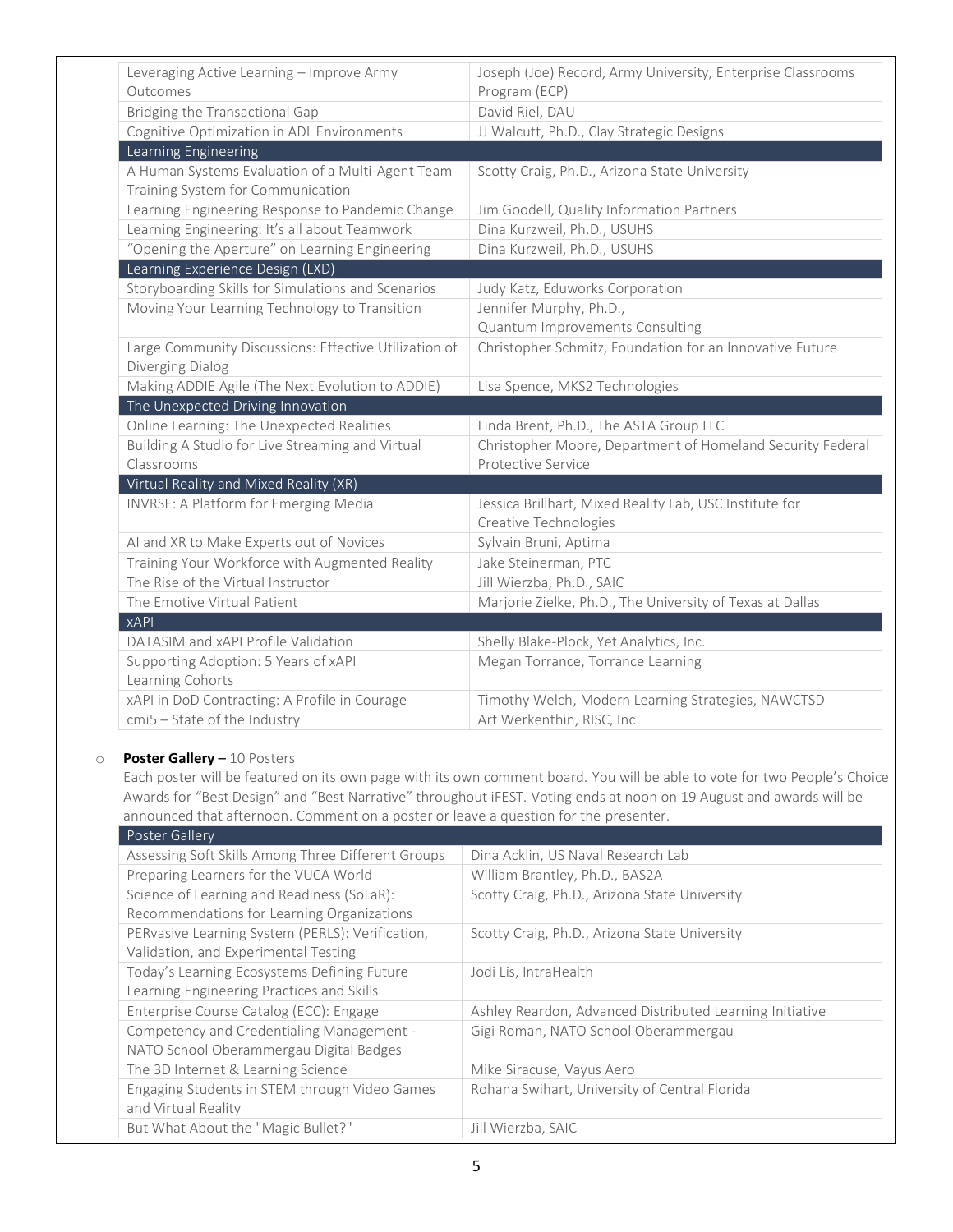| | |
|---|---|
| Leveraging Active Learning – Improve Army Outcomes | Joseph (Joe) Record, Army University, Enterprise Classrooms Program (ECP) |
| Bridging the Transactional Gap | David Riel, DAU |
| Cognitive Optimization in ADL Environments | JJ Walcutt, Ph.D., Clay Strategic Designs |
| **Learning Engineering** | |
| A Human Systems Evaluation of a Multi-Agent Team Training System for Communication | Scotty Craig, Ph.D., Arizona State University |
| Learning Engineering Response to Pandemic Change | Jim Goodell, Quality Information Partners |
| Learning Engineering: It's all about Teamwork | Dina Kurzweil, Ph.D., USUHS |
| "Opening the Aperture" on Learning Engineering | Dina Kurzweil, Ph.D., USUHS |
| **Learning Experience Design (LXD)** | |
| Storyboarding Skills for Simulations and Scenarios | Judy Katz, Eduworks Corporation |
| Moving Your Learning Technology to Transition | Jennifer Murphy, Ph.D., Quantum Improvements Consulting |
| Large Community Discussions: Effective Utilization of Diverging Dialog | Christopher Schmitz, Foundation for an Innovative Future |
| Making ADDIE Agile (The Next Evolution to ADDIE) | Lisa Spence, MKS2 Technologies |
| **The Unexpected Driving Innovation** | |
| Online Learning: The Unexpected Realities | Linda Brent, Ph.D., The ASTA Group LLC |
| Building A Studio for Live Streaming and Virtual Classrooms | Christopher Moore, Department of Homeland Security Federal Protective Service |
| **Virtual Reality and Mixed Reality (XR)** | |
| INVRSE: A Platform for Emerging Media | Jessica Brillhart, Mixed Reality Lab, USC Institute for Creative Technologies |
| AI and XR to Make Experts out of Novices | Sylvain Bruni, Aptima |
| Training Your Workforce with Augmented Reality | Jake Steinerman, PTC |
| The Rise of the Virtual Instructor | Jill Wierzba, Ph.D., SAIC |
| The Emotive Virtual Patient | Marjorie Zielke, Ph.D., The University of Texas at Dallas |
| **xAPI** | |
| DATASIM and xAPI Profile Validation | Shelly Blake-Plock, Yet Analytics, Inc. |
| Supporting Adoption: 5 Years of xAPI Learning Cohorts | Megan Torrance, Torrance Learning |
| xAPI in DoD Contracting: A Profile in Courage | Timothy Welch, Modern Learning Strategies, NAWCTSD |
| cmi5 – State of the Industry | Art Werkenthin, RISC, Inc |

- **Poster Gallery** – 10 Posters
  Each poster will be featured on its own page with its own comment board. You will be able to vote for two People's Choice Awards for "Best Design" and "Best Narrative" throughout iFEST. Voting ends at noon on 19 August and awards will be announced that afternoon. Comment on a poster or leave a question for the presenter.

| Poster Gallery | |
|---|---|
| Assessing Soft Skills Among Three Different Groups | Dina Acklin, US Naval Research Lab |
| Preparing Learners for the VUCA World | William Brantley, Ph.D., BAS2A |
| Science of Learning and Readiness (SoLaR): Recommendations for Learning Organizations | Scotty Craig, Ph.D., Arizona State University |
| PERvasive Learning System (PERLS): Verification, Validation, and Experimental Testing | Scotty Craig, Ph.D., Arizona State University |
| Today's Learning Ecosystems Defining Future Learning Engineering Practices and Skills | Jodi Lis, IntraHealth |
| Enterprise Course Catalog (ECC): Engage | Ashley Reardon, Advanced Distributed Learning Initiative |
| Competency and Credentialing Management - NATO School Oberammergau Digital Badges | Gigi Roman, NATO School Oberammergau |
| The 3D Internet & Learning Science | Mike Siracuse, Vayus Aero |
| Engaging Students in STEM through Video Games and Virtual Reality | Rohana Swihart, University of Central Florida |
| But What About the "Magic Bullet?" | Jill Wierzba, SAIC |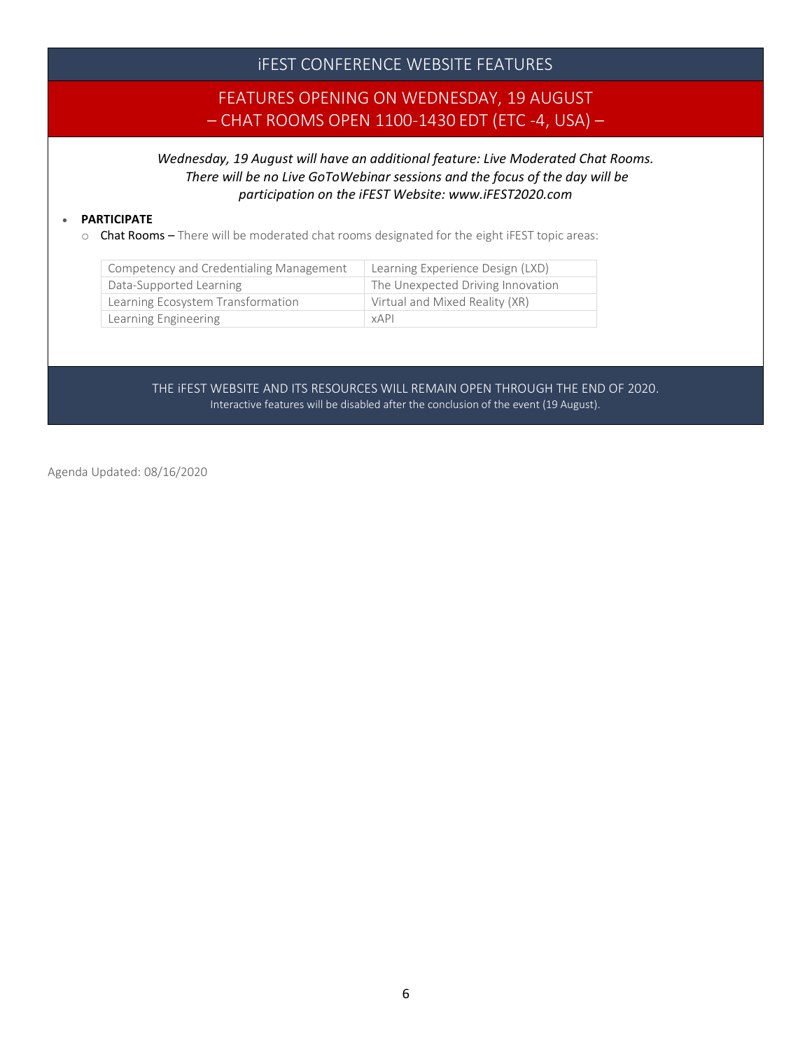## iFEST CONFERENCE WEBSITE FEATURES

## FEATURES OPENING ON WEDNESDAY, 19 AUGUST
## – CHAT ROOMS OPEN 1100-1430 EDT (ETC -4, USA) –

*Wednesday, 19 August will have an additional feature: Live Moderated Chat Rooms. There will be no Live GoToWebinar sessions and the focus of the day will be participation on the iFEST Website: www.iFEST2020.com*

- **PARTICIPATE**
  - Chat Rooms – There will be moderated chat rooms designated for the eight iFEST topic areas:

| | |
|---|---|
| Competency and Credentialing Management | Learning Experience Design (LXD) |
| Data-Supported Learning | The Unexpected Driving Innovation |
| Learning Ecosystem Transformation | Virtual and Mixed Reality (XR) |
| Learning Engineering | xAPI |

THE iFEST WEBSITE AND ITS RESOURCES WILL REMAIN OPEN THROUGH THE END OF 2020.
Interactive features will be disabled after the conclusion of the event (19 August).

Agenda Updated: 08/16/2020